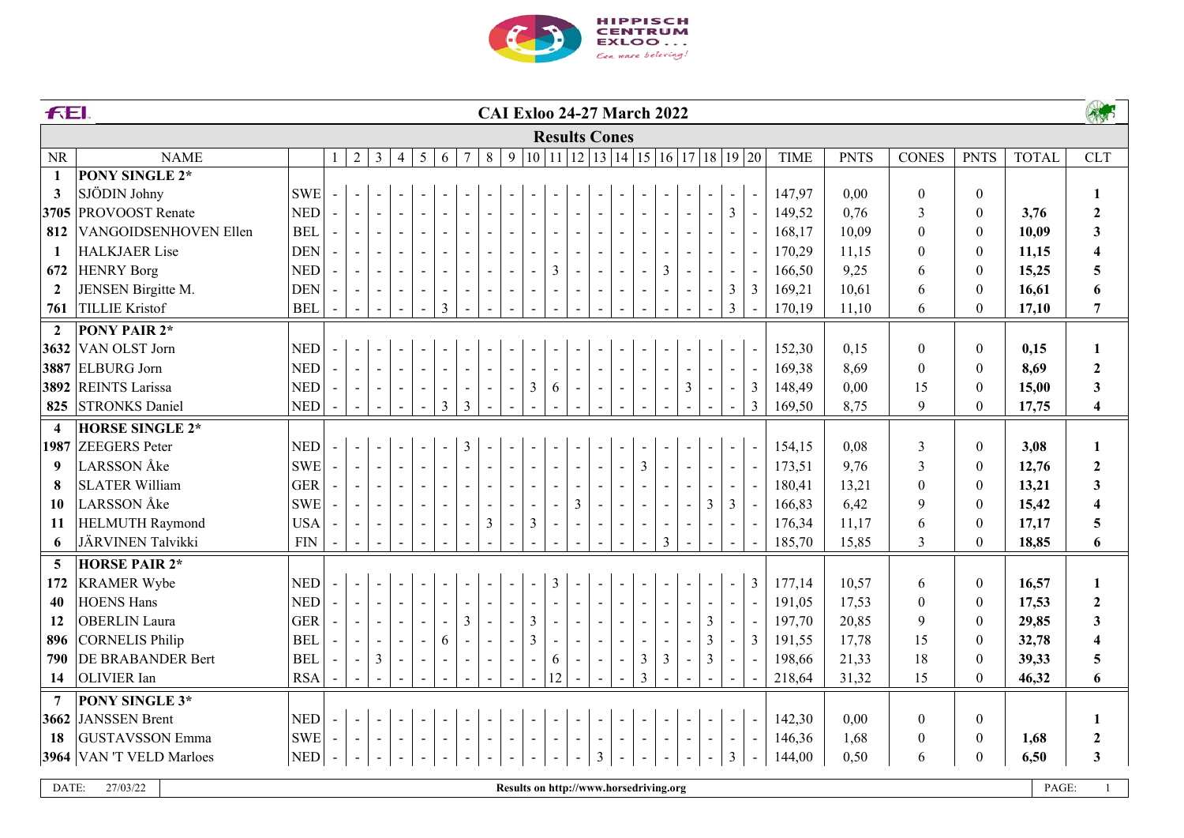# CAI Exloo 24-27 March 2022

## Results Cones

| NR | NAME | | 1 | 2 | 3 | 4 | 5 | 6 | 7 | 8 | 9 | 10 | 11 | 12 | 13 | 14 | 15 | 16 | 17 | 18 | 19 | 20 | TIME | PNTS | CONES | PNTS | TOTAL | CLT |
|---|---|---|---|---|---|---|---|---|---|---|---|---|---|---|---|---|---|---|---|---|---|---|---|---|---|---|---|---|
| **1** | **PONY SINGLE 2*** | | | | | | | | | | | | | | | | | | | | | | | | | | | |
| **3** | SJÖDIN Johny | SWE | - | - | - | - | - | - | - | - | - | - | - | - | - | - | - | - | - | - | - | - | 147,97 | 0,00 | 0 | 0 | | **1** |
| **3705** | PROVOOST Renate | NED | - | - | - | - | - | - | - | - | - | - | - | - | - | - | - | - | - | - | 3 | - | 149,52 | 0,76 | 3 | 0 | **3,76** | **2** |
| **812** | VANGOIDSENHOVEN Ellen | BEL | - | - | - | - | - | - | - | - | - | - | - | - | - | - | - | - | - | - | - | - | 168,17 | 10,09 | 0 | 0 | **10,09** | **3** |
| **1** | HALKJAER Lise | DEN | - | - | - | - | - | - | - | - | - | - | - | - | - | - | - | - | - | - | - | - | 170,29 | 11,15 | 0 | 0 | **11,15** | **4** |
| **672** | HENRY Borg | NED | - | - | - | - | - | - | - | - | - | - | 3 | - | - | - | - | 3 | - | - | - | - | 166,50 | 9,25 | 6 | 0 | **15,25** | **5** |
| **2** | JENSEN Birgitte M. | DEN | - | - | - | - | - | - | - | - | - | - | - | - | - | - | - | - | - | - | 3 | 3 | 169,21 | 10,61 | 6 | 0 | **16,61** | **6** |
| **761** | TILLIE Kristof | BEL | - | - | - | - | - | 3 | - | - | - | - | - | - | - | - | - | - | - | - | 3 | - | 170,19 | 11,10 | 6 | 0 | **17,10** | **7** |
| **2** | **PONY PAIR 2*** | | | | | | | | | | | | | | | | | | | | | | | | | | | |
| **3632** | VAN OLST Jorn | NED | - | - | - | - | - | - | - | - | - | - | - | - | - | - | - | - | - | - | - | - | 152,30 | 0,15 | 0 | 0 | **0,15** | **1** |
| **3887** | ELBURG Jorn | NED | - | - | - | - | - | - | - | - | - | - | - | - | - | - | - | - | - | - | - | - | 169,38 | 8,69 | 0 | 0 | **8,69** | **2** |
| **3892** | REINTS Larissa | NED | - | - | - | - | - | - | - | - | - | 3 | 6 | - | - | - | - | - | 3 | - | - | 3 | 148,49 | 0,00 | 15 | 0 | **15,00** | **3** |
| **825** | STRONKS Daniel | NED | - | - | - | - | - | 3 | 3 | - | - | - | - | - | - | - | - | - | - | - | - | 3 | 169,50 | 8,75 | 9 | 0 | **17,75** | **4** |
| **4** | **HORSE SINGLE 2*** | | | | | | | | | | | | | | | | | | | | | | | | | | | |
| **1987** | ZEEGERS Peter | NED | - | - | - | - | - | - | 3 | - | - | - | - | - | - | - | - | - | - | - | - | - | 154,15 | 0,08 | 3 | 0 | **3,08** | **1** |
| **9** | LARSSON Åke | SWE | - | - | - | - | - | - | - | - | - | - | - | - | - | - | 3 | - | - | - | - | - | 173,51 | 9,76 | 3 | 0 | **12,76** | **2** |
| **8** | SLATER William | GER | - | - | - | - | - | - | - | - | - | - | - | - | - | - | - | - | - | - | - | - | 180,41 | 13,21 | 0 | 0 | **13,21** | **3** |
| **10** | LARSSON Åke | SWE | - | - | - | - | - | - | - | - | - | - | - | 3 | - | - | - | - | - | 3 | 3 | - | 166,83 | 6,42 | 9 | 0 | **15,42** | **4** |
| **11** | HELMUTH Raymond | USA | - | - | - | - | - | - | - | 3 | - | 3 | - | - | - | - | - | - | - | - | - | - | 176,34 | 11,17 | 6 | 0 | **17,17** | **5** |
| **6** | JÄRVINEN Talvikki | FIN | - | - | - | - | - | - | - | - | - | - | - | - | - | - | - | 3 | - | - | - | - | 185,70 | 15,85 | 3 | 0 | **18,85** | **6** |
| **5** | **HORSE PAIR 2*** | | | | | | | | | | | | | | | | | | | | | | | | | | | |
| **172** | KRAMER Wybe | NED | - | - | - | - | - | - | - | - | - | - | 3 | - | - | - | - | - | - | - | - | 3 | 177,14 | 10,57 | 6 | 0 | **16,57** | **1** |
| **40** | HOENS Hans | NED | - | - | - | - | - | - | - | - | - | - | - | - | - | - | - | - | - | - | - | - | 191,05 | 17,53 | 0 | 0 | **17,53** | **2** |
| **12** | OBERLIN Laura | GER | - | - | - | - | - | - | 3 | - | - | 3 | - | - | - | - | - | - | - | 3 | - | - | 197,70 | 20,85 | 9 | 0 | **29,85** | **3** |
| **896** | CORNELIS Philip | BEL | - | - | - | - | - | 6 | - | - | - | 3 | - | - | - | - | - | - | - | 3 | - | 3 | 191,55 | 17,78 | 15 | 0 | **32,78** | **4** |
| **790** | DE BRABANDER Bert | BEL | - | - | 3 | - | - | - | - | - | - | - | 6 | - | - | - | 3 | 3 | - | 3 | - | - | 198,66 | 21,33 | 18 | 0 | **39,33** | **5** |
| **14** | OLIVIER Ian | RSA | - | - | - | - | - | - | - | - | - | - | 12 | - | - | - | 3 | - | - | - | - | - | 218,64 | 31,32 | 15 | 0 | **46,32** | **6** |
| **7** | **PONY SINGLE 3*** | | | | | | | | | | | | | | | | | | | | | | | | | | | |
| **3662** | JANSSEN Brent | NED | - | - | - | - | - | - | - | - | - | - | - | - | - | - | - | - | - | - | - | - | 142,30 | 0,00 | 0 | 0 | | **1** |
| **18** | GUSTAVSSON Emma | SWE | - | - | - | - | - | - | - | - | - | - | - | - | - | - | - | - | - | - | - | - | 146,36 | 1,68 | 0 | 0 | **1,68** | **2** |
| **3964** | VAN 'T VELD Marloes | NED | - | - | - | - | - | - | - | - | - | - | - | - | 3 | - | - | - | - | - | 3 | - | 144,00 | 0,50 | 6 | 0 | **6,50** | **3** |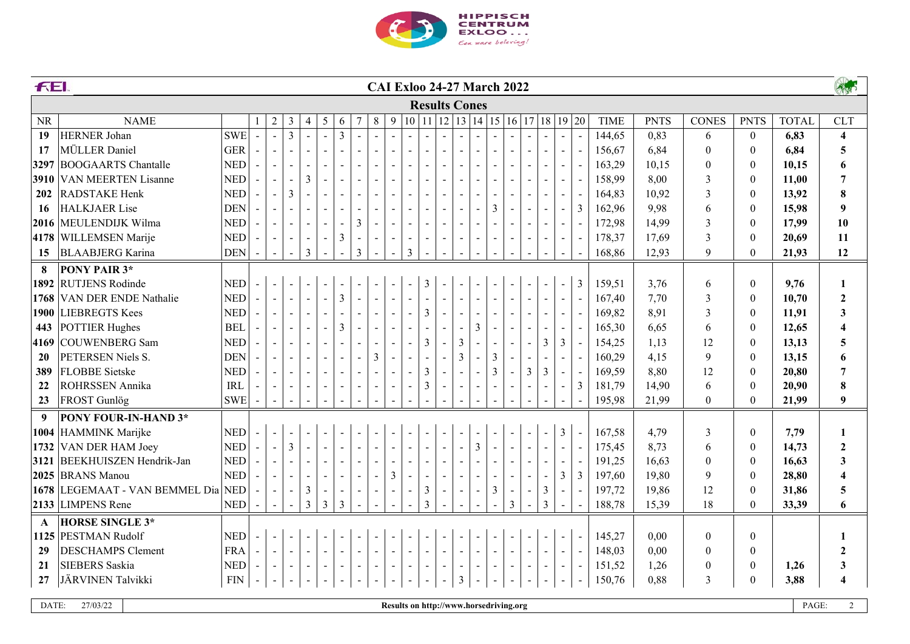# CAI Exloo 24-27 March 2022

## Results Cones

| NR | NAME | | 1 | 2 | 3 | 4 | 5 | 6 | 7 | 8 | 9 | 10 | 11 | 12 | 13 | 14 | 15 | 16 | 17 | 18 | 19 | 20 | TIME | PNTS | CONES | PNTS | TOTAL | CLT |
|---|---|---|---|---|---|---|---|---|---|---|---|---|---|---|---|---|---|---|---|---|---|---|---|---|---|---|---|---|
| 19 | HERNER Johan | SWE | - | - | 3 | - | - | 3 | - | - | - | - | - | - | - | - | - | - | - | - | - | - | 144,65 | 0,83 | 6 | 0 | **6,83** | **4** |
| 17 | MÜLLER Daniel | GER | - | - | - | - | - | - | - | - | - | - | - | - | - | - | - | - | - | - | - | - | 156,67 | 6,84 | 0 | 0 | **6,84** | **5** |
| 3297 | BOOGAARTS Chantalle | NED | - | - | - | - | - | - | - | - | - | - | - | - | - | - | - | - | - | - | - | - | 163,29 | 10,15 | 0 | 0 | **10,15** | **6** |
| 3910 | VAN MEERTEN Lisanne | NED | - | - | - | 3 | - | - | - | - | - | - | - | - | - | - | - | - | - | - | - | - | 158,99 | 8,00 | 3 | 0 | **11,00** | **7** |
| 202 | RADSTAKE Henk | NED | - | - | 3 | - | - | - | - | - | - | - | - | - | - | - | - | - | - | - | - | - | 164,83 | 10,92 | 3 | 0 | **13,92** | **8** |
| 16 | HALKJAER Lise | DEN | - | - | - | - | - | - | - | - | - | - | - | - | - | - | 3 | - | - | - | - | 3 | 162,96 | 9,98 | 6 | 0 | **15,98** | **9** |
| 2016 | MEULENDIJK Wilma | NED | - | - | - | - | - | - | 3 | - | - | - | - | - | - | - | - | - | - | - | - | - | 172,98 | 14,99 | 3 | 0 | **17,99** | **10** |
| 4178 | WILLEMSEN Marije | NED | - | - | - | - | - | 3 | - | - | - | - | - | - | - | - | - | - | - | - | - | - | 178,37 | 17,69 | 3 | 0 | **20,69** | **11** |
| 15 | BLAABJERG Karina | DEN | - | - | - | 3 | - | - | 3 | - | - | 3 | - | - | - | - | - | - | - | - | - | - | 168,86 | 12,93 | 9 | 0 | **21,93** | **12** |
| **8** | **PONY PAIR 3*** | | | | | | | | | | | | | | | | | | | | | | | | | | | |
| 1892 | RUTJENS Rodinde | NED | - | - | - | - | - | - | - | - | - | - | 3 | - | - | - | - | - | - | - | - | 3 | 159,51 | 3,76 | 6 | 0 | **9,76** | **1** |
| 1768 | VAN DER ENDE Nathalie | NED | - | - | - | - | - | 3 | - | - | - | - | - | - | - | - | - | - | - | - | - | - | 167,40 | 7,70 | 3 | 0 | **10,70** | **2** |
| 1900 | LIEBREGTS Kees | NED | - | - | - | - | - | - | - | - | - | - | 3 | - | - | - | - | - | - | - | - | - | 169,82 | 8,91 | 3 | 0 | **11,91** | **3** |
| 443 | POTTIER Hughes | BEL | - | - | - | - | - | 3 | - | - | - | - | - | - | - | 3 | - | - | - | - | - | - | 165,30 | 6,65 | 6 | 0 | **12,65** | **4** |
| 4169 | COUWENBERG Sam | NED | - | - | - | - | - | - | - | - | - | - | 3 | - | 3 | - | - | - | - | 3 | 3 | - | 154,25 | 1,13 | 12 | 0 | **13,13** | **5** |
| 20 | PETERSEN Niels S. | DEN | - | - | - | - | - | - | - | 3 | - | - | - | - | 3 | - | 3 | - | - | - | - | - | 160,29 | 4,15 | 9 | 0 | **13,15** | **6** |
| 389 | FLOBBE Sietske | NED | - | - | - | - | - | - | - | - | - | - | 3 | - | - | - | 3 | - | 3 | 3 | - | - | 169,59 | 8,80 | 12 | 0 | **20,80** | **7** |
| 22 | ROHRSSEN Annika | IRL | - | - | - | - | - | - | - | - | - | - | 3 | - | - | - | - | - | - | - | - | 3 | 181,79 | 14,90 | 6 | 0 | **20,90** | **8** |
| 23 | FROST Gunlög | SWE | - | - | - | - | - | - | - | - | - | - | - | - | - | - | - | - | - | - | - | - | 195,98 | 21,99 | 0 | 0 | **21,99** | **9** |
| **9** | **PONY FOUR-IN-HAND 3*** | | | | | | | | | | | | | | | | | | | | | | | | | | | |
| 1004 | HAMMINK Marijke | NED | - | - | - | - | - | - | - | - | - | - | - | - | - | - | - | - | - | - | 3 | - | 167,58 | 4,79 | 3 | 0 | **7,79** | **1** |
| 1732 | VAN DER HAM Joey | NED | - | - | 3 | - | - | - | - | - | - | - | - | - | - | 3 | - | - | - | - | - | - | 175,45 | 8,73 | 6 | 0 | **14,73** | **2** |
| 3121 | BEEKHUISZEN Hendrik-Jan | NED | - | - | - | - | - | - | - | - | - | - | - | - | - | - | - | - | - | - | - | - | 191,25 | 16,63 | 0 | 0 | **16,63** | **3** |
| 2025 | BRANS Manou | NED | - | - | - | - | - | - | - | - | 3 | - | - | - | - | - | - | - | - | - | 3 | 3 | 197,60 | 19,80 | 9 | 0 | **28,80** | **4** |
| 1678 | LEGEMAAT - VAN BEMMEL Dia | NED | - | - | - | 3 | - | - | - | - | - | - | 3 | - | - | - | 3 | - | - | 3 | - | - | 197,72 | 19,86 | 12 | 0 | **31,86** | **5** |
| 2133 | LIMPENS Rene | NED | - | - | - | 3 | 3 | 3 | - | - | - | - | 3 | - | - | - | - | 3 | - | 3 | - | - | 188,78 | 15,39 | 18 | 0 | **33,39** | **6** |
| **A** | **HORSE SINGLE 3*** | | | | | | | | | | | | | | | | | | | | | | | | | | | |
| 1125 | PESTMAN Rudolf | NED | - | - | - | - | - | - | - | - | - | - | - | - | - | - | - | - | - | - | - | - | 145,27 | 0,00 | 0 | 0 | | **1** |
| 29 | DESCHAMPS Clement | FRA | - | - | - | - | - | - | - | - | - | - | - | - | - | - | - | - | - | - | - | - | 148,03 | 0,00 | 0 | 0 | | **2** |
| 21 | SIEBERS Saskia | NED | - | - | - | - | - | - | - | - | - | - | - | - | - | - | - | - | - | - | - | - | 151,52 | 1,26 | 0 | 0 | **1,26** | **3** |
| 27 | JÄRVINEN Talvikki | FIN | - | - | - | - | - | - | - | - | - | - | - | - | 3 | - | - | - | - | - | - | - | 150,76 | 0,88 | 3 | 0 | **3,88** | **4** |

DATE: 27/03/22 — Results on http://www.horsedriving.org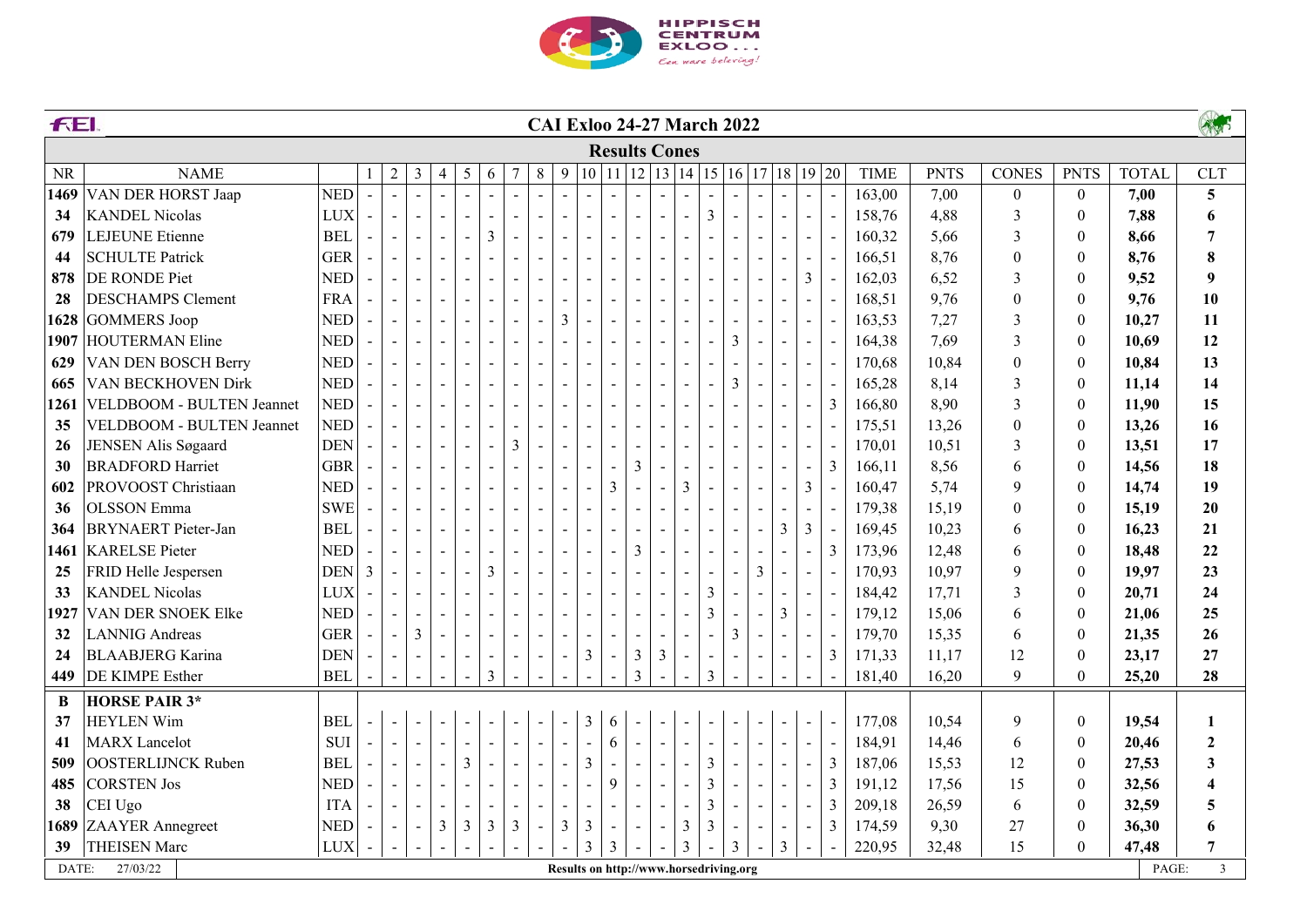# CAI Exloo 24-27 March 2022

## Results Cones

| NR | NAME | | 1 | 2 | 3 | 4 | 5 | 6 | 7 | 8 | 9 | 10 | 11 | 12 | 13 | 14 | 15 | 16 | 17 | 18 | 19 | 20 | TIME | PNTS | CONES | PNTS | TOTAL | CLT |
|---|---|---|---|---|---|---|---|---|---|---|---|---|---|---|---|---|---|---|---|---|---|---|---|---|---|---|---|---|
| **1469** | VAN DER HORST Jaap | NED | - | - | - | - | - | - | - | - | - | - | - | - | - | - | - | - | - | - | - | - | 163,00 | 7,00 | 0 | 0 | **7,00** | **5** |
| **34** | KANDEL Nicolas | LUX | - | - | - | - | - | - | - | - | - | - | - | - | - | - | 3 | - | - | - | - | - | 158,76 | 4,88 | 3 | 0 | **7,88** | **6** |
| **679** | LEJEUNE Etienne | BEL | - | - | - | - | - | 3 | - | - | - | - | - | - | - | - | - | - | - | - | - | - | 160,32 | 5,66 | 3 | 0 | **8,66** | **7** |
| **44** | SCHULTE Patrick | GER | - | - | - | - | - | - | - | - | - | - | - | - | - | - | - | - | - | - | - | - | 166,51 | 8,76 | 0 | 0 | **8,76** | **8** |
| **878** | DE RONDE Piet | NED | - | - | - | - | - | - | - | - | - | - | - | - | - | - | - | - | - | - | 3 | - | 162,03 | 6,52 | 3 | 0 | **9,52** | **9** |
| **28** | DESCHAMPS Clement | FRA | - | - | - | - | - | - | - | - | - | - | - | - | - | - | - | - | - | - | - | - | 168,51 | 9,76 | 0 | 0 | **9,76** | **10** |
| **1628** | GOMMERS Joop | NED | - | - | - | - | - | - | - | - | 3 | - | - | - | - | - | - | - | - | - | - | - | 163,53 | 7,27 | 3 | 0 | **10,27** | **11** |
| **1907** | HOUTERMAN Eline | NED | - | - | - | - | - | - | - | - | - | - | - | - | - | - | - | 3 | - | - | - | - | 164,38 | 7,69 | 3 | 0 | **10,69** | **12** |
| **629** | VAN DEN BOSCH Berry | NED | - | - | - | - | - | - | - | - | - | - | - | - | - | - | - | - | - | - | - | - | 170,68 | 10,84 | 0 | 0 | **10,84** | **13** |
| **665** | VAN BECKHOVEN Dirk | NED | - | - | - | - | - | - | - | - | - | - | - | - | - | - | - | 3 | - | - | - | - | 165,28 | 8,14 | 3 | 0 | **11,14** | **14** |
| **1261** | VELDBOOM - BULTEN Jeannet | NED | - | - | - | - | - | - | - | - | - | - | - | - | - | - | - | - | - | - | - | 3 | 166,80 | 8,90 | 3 | 0 | **11,90** | **15** |
| **35** | VELDBOOM - BULTEN Jeannet | NED | - | - | - | - | - | - | - | - | - | - | - | - | - | - | - | - | - | - | - | - | 175,51 | 13,26 | 0 | 0 | **13,26** | **16** |
| **26** | JENSEN Alis Søgaard | DEN | - | - | - | - | - | - | 3 | - | - | - | - | - | - | - | - | - | - | - | - | - | 170,01 | 10,51 | 3 | 0 | **13,51** | **17** |
| **30** | BRADFORD Harriet | GBR | - | - | - | - | - | - | - | - | - | - | - | 3 | - | - | - | - | - | - | - | 3 | 166,11 | 8,56 | 6 | 0 | **14,56** | **18** |
| **602** | PROVOOST Christiaan | NED | - | - | - | - | - | - | - | - | - | - | 3 | - | - | 3 | - | - | - | - | 3 | - | 160,47 | 5,74 | 9 | 0 | **14,74** | **19** |
| **36** | OLSSON Emma | SWE | - | - | - | - | - | - | - | - | - | - | - | - | - | - | - | - | - | - | - | - | 179,38 | 15,19 | 0 | 0 | **15,19** | **20** |
| **364** | BRYNAERT Pieter-Jan | BEL | - | - | - | - | - | - | - | - | - | - | - | - | - | - | - | - | - | 3 | 3 | - | 169,45 | 10,23 | 6 | 0 | **16,23** | **21** |
| **1461** | KARELSE Pieter | NED | - | - | - | - | - | - | - | - | - | - | - | 3 | - | - | - | - | - | - | - | 3 | 173,96 | 12,48 | 6 | 0 | **18,48** | **22** |
| **25** | FRID Helle Jespersen | DEN | 3 | - | - | - | - | 3 | - | - | - | - | - | - | - | - | - | - | 3 | - | - | - | 170,93 | 10,97 | 9 | 0 | **19,97** | **23** |
| **33** | KANDEL Nicolas | LUX | - | - | - | - | - | - | - | - | - | - | - | - | - | - | 3 | - | - | - | - | - | 184,42 | 17,71 | 3 | 0 | **20,71** | **24** |
| **1927** | VAN DER SNOEK Elke | NED | - | - | - | - | - | - | - | - | - | - | - | - | - | - | 3 | - | - | 3 | - | - | 179,12 | 15,06 | 6 | 0 | **21,06** | **25** |
| **32** | LANNIG Andreas | GER | - | - | 3 | - | - | - | - | - | - | - | - | - | - | - | - | 3 | - | - | - | - | 179,70 | 15,35 | 6 | 0 | **21,35** | **26** |
| **24** | BLAABJERG Karina | DEN | - | - | - | - | - | - | - | - | - | 3 | - | 3 | 3 | - | - | - | - | - | - | 3 | 171,33 | 11,17 | 12 | 0 | **23,17** | **27** |
| **449** | DE KIMPE Esther | BEL | - | - | - | - | - | 3 | - | - | - | - | - | 3 | - | - | 3 | - | - | - | - | - | 181,40 | 16,20 | 9 | 0 | **25,20** | **28** |
| **B** | **HORSE PAIR 3*** | | | | | | | | | | | | | | | | | | | | | | | | | | | |
| **37** | HEYLEN Wim | BEL | - | - | - | - | - | - | - | - | - | 3 | 6 | - | - | - | - | - | - | - | - | - | 177,08 | 10,54 | 9 | 0 | **19,54** | **1** |
| **41** | MARX Lancelot | SUI | - | - | - | - | - | - | - | - | - | - | 6 | - | - | - | - | - | - | - | - | - | 184,91 | 14,46 | 6 | 0 | **20,46** | **2** |
| **509** | OOSTERLIJNCK Ruben | BEL | - | - | - | - | 3 | - | - | - | - | 3 | - | - | - | - | 3 | - | - | - | - | 3 | 187,06 | 15,53 | 12 | 0 | **27,53** | **3** |
| **485** | CORSTEN Jos | NED | - | - | - | - | - | - | - | - | - | - | 9 | - | - | - | 3 | - | - | - | - | 3 | 191,12 | 17,56 | 15 | 0 | **32,56** | **4** |
| **38** | CEI Ugo | ITA | - | - | - | - | - | - | - | - | - | - | - | - | - | - | 3 | - | - | - | - | 3 | 209,18 | 26,59 | 6 | 0 | **32,59** | **5** |
| **1689** | ZAAYER Annegreet | NED | - | - | - | 3 | 3 | 3 | 3 | - | 3 | 3 | - | - | - | 3 | 3 | - | - | - | - | 3 | 174,59 | 9,30 | 27 | 0 | **36,30** | **6** |
| **39** | THEISEN Marc | LUX | - | - | - | - | - | - | - | - | - | 3 | 3 | - | - | 3 | - | 3 | - | 3 | - | - | 220,95 | 32,48 | 15 | 0 | **47,48** | **7** |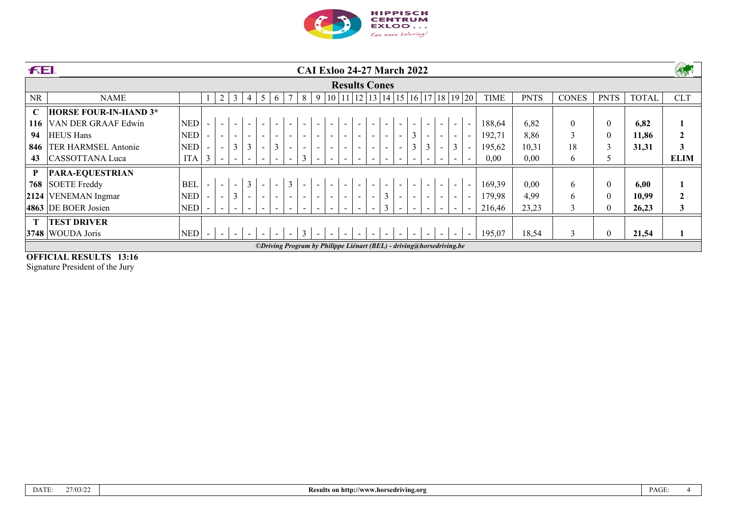HIPPISCH CENTRUM EXLOO ...
Een ware beleving!

FEI

## CAI Exloo 24-27 March 2022

### Results Cones

| NR | NAME | | 1 | 2 | 3 | 4 | 5 | 6 | 7 | 8 | 9 | 10 | 11 | 12 | 13 | 14 | 15 | 16 | 17 | 18 | 19 | 20 | TIME | PNTS | CONES | PNTS | TOTAL | CLT |
|---|---|---|---|---|---|---|---|---|---|---|---|---|---|---|---|---|---|---|---|---|---|---|---|---|---|---|---|---|
| **C** | **HORSE FOUR-IN-HAND 3*** | | | | | | | | | | | | | | | | | | | | | | | | | | | |
| **116** | VAN DER GRAAF Edwin | NED | - | - | - | - | - | - | - | - | - | - | - | - | - | - | - | - | - | - | - | - | 188,64 | 6,82 | 0 | 0 | **6,82** | **1** |
| **94** | HEUS Hans | NED | - | - | - | - | - | - | - | - | - | - | - | - | - | - | - | 3 | - | - | - | - | 192,71 | 8,86 | 3 | 0 | **11,86** | **2** |
| **846** | TER HARMSEL Antonie | NED | - | - | 3 | 3 | - | 3 | - | - | - | - | - | - | - | - | - | 3 | 3 | - | 3 | - | 195,62 | 10,31 | 18 | 3 | **31,31** | **3** |
| **43** | CASSOTTANA Luca | ITA | 3 | - | - | - | - | - | - | - | 3 | - | - | - | - | - | - | - | - | - | - | - | 0,00 | 0,00 | 6 | 5 | | **ELIM** |
| **P** | **PARA-EQUESTRIAN** | | | | | | | | | | | | | | | | | | | | | | | | | | | |
| **768** | SOETE Freddy | BEL | - | - | - | 3 | - | - | 3 | - | - | - | - | - | - | - | - | - | - | - | - | - | 169,39 | 0,00 | 6 | 0 | **6,00** | **1** |
| **2124** | VENEMAN Ingmar | NED | - | - | 3 | - | - | - | - | - | - | - | - | - | - | 3 | - | - | - | - | - | - | 179,98 | 4,99 | 6 | 0 | **10,99** | **2** |
| **4863** | DE BOER Josien | NED | - | - | - | - | - | - | - | - | - | - | - | - | - | 3 | - | - | - | - | - | - | 216,46 | 23,23 | 3 | 0 | **26,23** | **3** |
| **T** | **TEST DRIVER** | | | | | | | | | | | | | | | | | | | | | | | | | | | |
| **3748** | WOUDA Joris | NED | - | - | - | - | - | - | - | - | 3 | - | - | - | - | - | - | - | - | - | - | - | 195,07 | 18,54 | 3 | 0 | **21,54** | **1** |

*©Driving Program by Philippe Liénart (BEL) - driving@horsedriving.be*

**OFFICIAL RESULTS 13:16**

Signature President of the Jury

DATE: 27/03/22 | **Results on http://www.horsedriving.org**